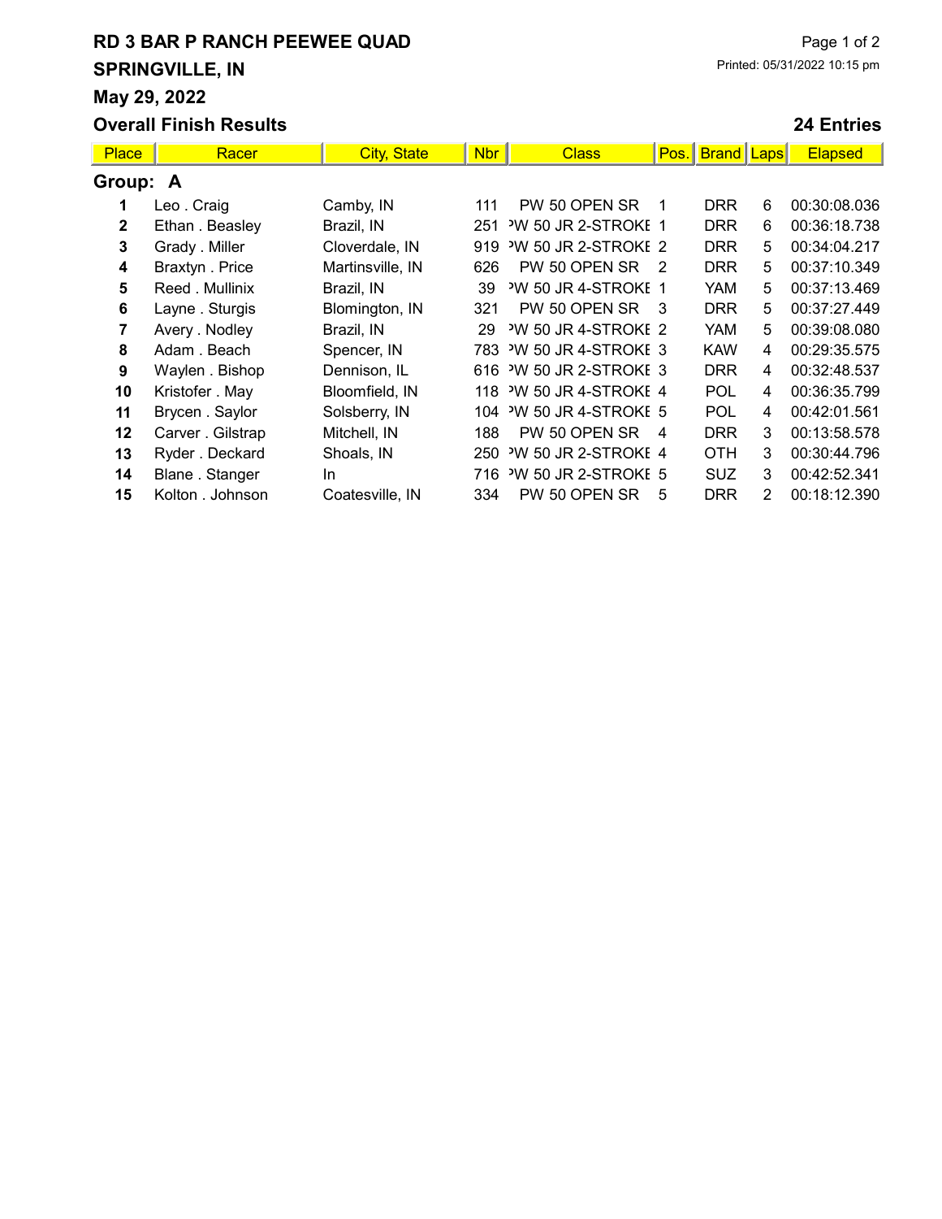# RD 3 BAR P RANCH PEEWEE QUAD

## SPRINGVILLE, IN

## May 29, 2022

Printed: 05/31/2022 10:15 pm

## Overall Finish Results

**24 Entries**

**Group: A**

| Place | Racer | City, State | Nbr | Class | Pos. | Brand | Laps | Elapsed |
|---|---|---|---|---|---|---|---|---|
| 1 | Leo . Craig | Camby, IN | 111 | PW 50 OPEN SR | 1 | DRR | 6 | 00:30:08.036 |
| 2 | Ethan . Beasley | Brazil, IN | 251 | PW 50 JR 2-STROKE | 1 | DRR | 6 | 00:36:18.738 |
| 3 | Grady . Miller | Cloverdale, IN | 919 | PW 50 JR 2-STROKE | 2 | DRR | 5 | 00:34:04.217 |
| 4 | Braxtyn . Price | Martinsville, IN | 626 | PW 50 OPEN SR | 2 | DRR | 5 | 00:37:10.349 |
| 5 | Reed . Mullinix | Brazil, IN | 39 | PW 50 JR 4-STROKE | 1 | YAM | 5 | 00:37:13.469 |
| 6 | Layne . Sturgis | Blomington, IN | 321 | PW 50 OPEN SR | 3 | DRR | 5 | 00:37:27.449 |
| 7 | Avery . Nodley | Brazil, IN | 29 | PW 50 JR 4-STROKE | 2 | YAM | 5 | 00:39:08.080 |
| 8 | Adam . Beach | Spencer, IN | 783 | PW 50 JR 4-STROKE | 3 | KAW | 4 | 00:29:35.575 |
| 9 | Waylen . Bishop | Dennison, IL | 616 | PW 50 JR 2-STROKE | 3 | DRR | 4 | 00:32:48.537 |
| 10 | Kristofer . May | Bloomfield, IN | 118 | PW 50 JR 4-STROKE | 4 | POL | 4 | 00:36:35.799 |
| 11 | Brycen . Saylor | Solsberry, IN | 104 | PW 50 JR 4-STROKE | 5 | POL | 4 | 00:42:01.561 |
| 12 | Carver . Gilstrap | Mitchell, IN | 188 | PW 50 OPEN SR | 4 | DRR | 3 | 00:13:58.578 |
| 13 | Ryder . Deckard | Shoals, IN | 250 | PW 50 JR 2-STROKE | 4 | OTH | 3 | 00:30:44.796 |
| 14 | Blane . Stanger | In | 716 | PW 50 JR 2-STROKE | 5 | SUZ | 3 | 00:42:52.341 |
| 15 | Kolton . Johnson | Coatesville, IN | 334 | PW 50 OPEN SR | 5 | DRR | 2 | 00:18:12.390 |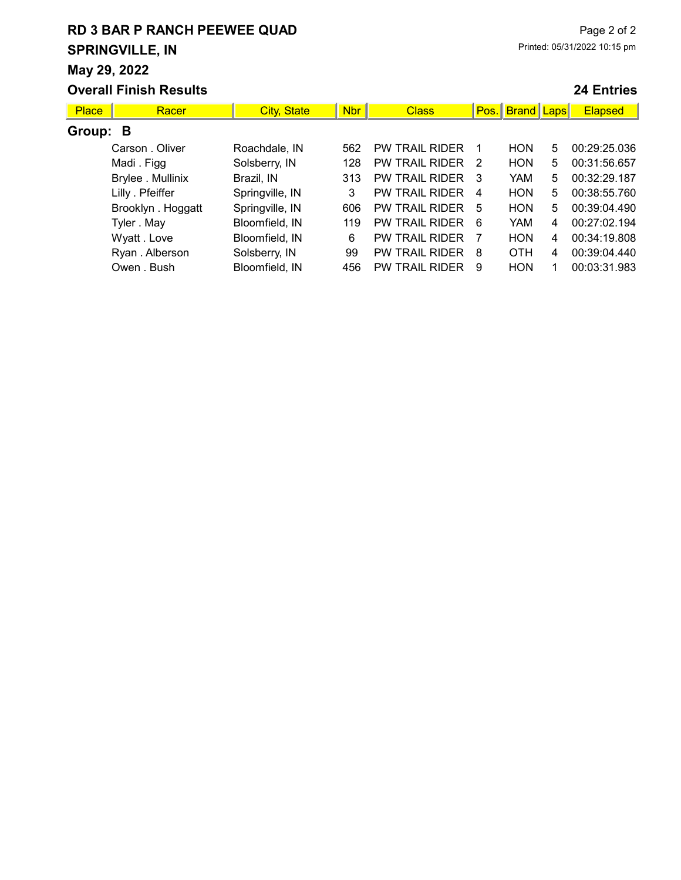# RD 3 BAR P RANCH PEEWEE QUAD
## SPRINGVILLE, IN
## May 29, 2022
## Overall Finish Results

**24 Entries**

| Place | Racer | City, State | Nbr | Class | Pos. | Brand | Laps | Elapsed |
|---|---|---|---|---|---|---|---|---|
| **Group: B** | | | | | | | | |
| | Carson . Oliver | Roachdale, IN | 562 | PW TRAIL RIDER | 1 | HON | 5 | 00:29:25.036 |
| | Madi . Figg | Solsberry, IN | 128 | PW TRAIL RIDER | 2 | HON | 5 | 00:31:56.657 |
| | Brylee . Mullinix | Brazil, IN | 313 | PW TRAIL RIDER | 3 | YAM | 5 | 00:32:29.187 |
| | Lilly . Pfeiffer | Springville, IN | 3 | PW TRAIL RIDER | 4 | HON | 5 | 00:38:55.760 |
| | Brooklyn . Hoggatt | Springville, IN | 606 | PW TRAIL RIDER | 5 | HON | 5 | 00:39:04.490 |
| | Tyler . May | Bloomfield, IN | 119 | PW TRAIL RIDER | 6 | YAM | 4 | 00:27:02.194 |
| | Wyatt . Love | Bloomfield, IN | 6 | PW TRAIL RIDER | 7 | HON | 4 | 00:34:19.808 |
| | Ryan . Alberson | Solsberry, IN | 99 | PW TRAIL RIDER | 8 | OTH | 4 | 00:39:04.440 |
| | Owen . Bush | Bloomfield, IN | 456 | PW TRAIL RIDER | 9 | HON | 1 | 00:03:31.983 |